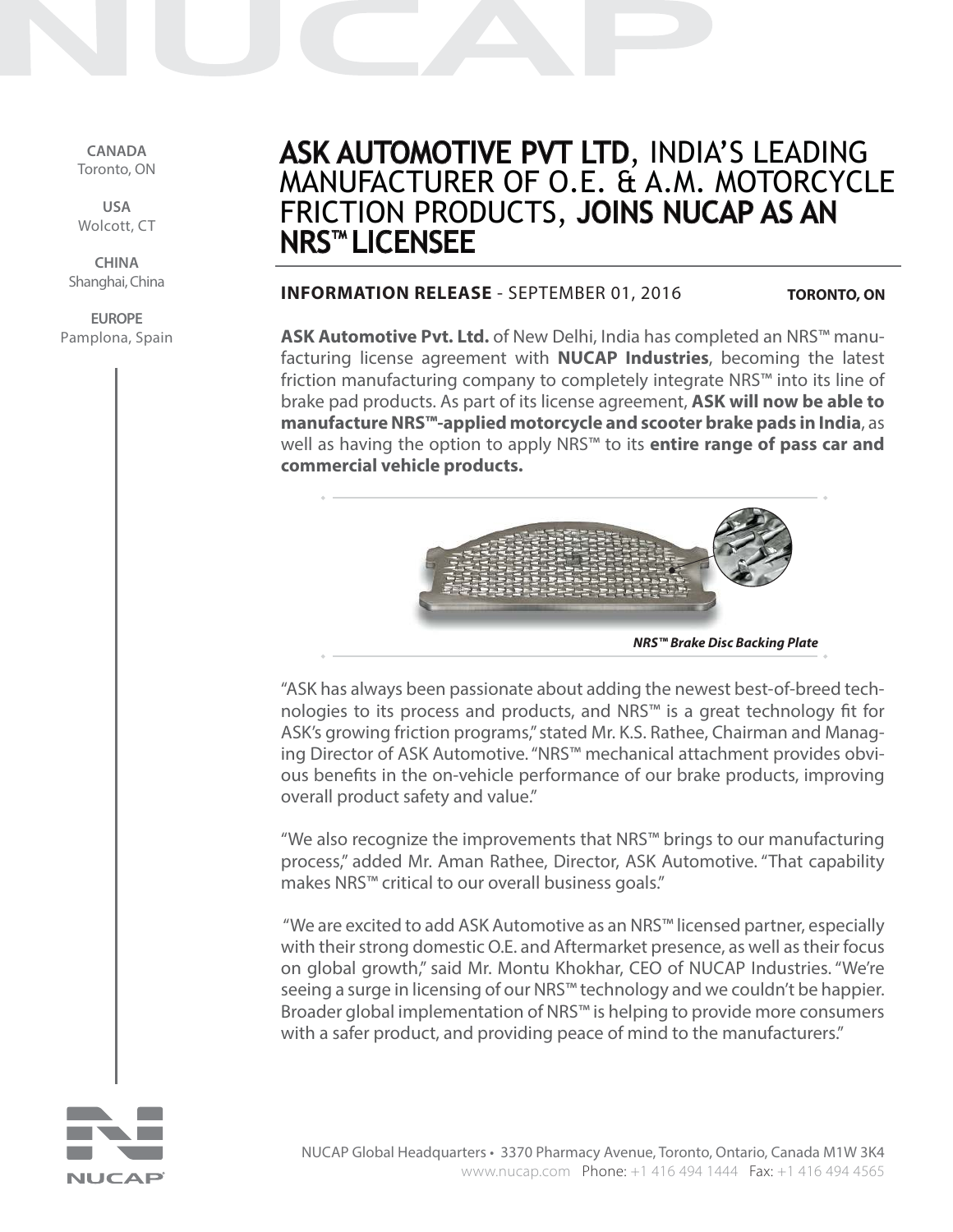CANADA
Toronto, ON

USA
Wolcott, CT

CHINA
Shanghai, China

EUROPE
Pamplona, Spain

# ASK AUTOMOTIVE PVT LTD, INDIA'S LEADING MANUFACTURER OF O.E. & A.M. MOTORCYCLE FRICTION PRODUCTS, JOINS NUCAP AS AN NRS™ LICENSEE

**INFORMATION RELEASE** - SEPTEMBER 01, 2016 **TORONTO, ON**

**ASK Automotive Pvt. Ltd.** of New Delhi, India has completed an NRS™ manufacturing license agreement with **NUCAP Industries**, becoming the latest friction manufacturing company to completely integrate NRS™ into its line of brake pad products. As part of its license agreement, **ASK will now be able to manufacture NRS™-applied motorcycle and scooter brake pads in India**, as well as having the option to apply NRS™ to its **entire range of pass car and commercial vehicle products.**

*NRS™ Brake Disc Backing Plate*

"ASK has always been passionate about adding the newest best-of-breed technologies to its process and products, and NRS™ is a great technology fit for ASK's growing friction programs," stated Mr. K.S. Rathee, Chairman and Managing Director of ASK Automotive. "NRS™ mechanical attachment provides obvious benefits in the on-vehicle performance of our brake products, improving overall product safety and value."

"We also recognize the improvements that NRS™ brings to our manufacturing process," added Mr. Aman Rathee, Director, ASK Automotive. "That capability makes NRS™ critical to our overall business goals."

"We are excited to add ASK Automotive as an NRS™ licensed partner, especially with their strong domestic O.E. and Aftermarket presence, as well as their focus on global growth," said Mr. Montu Khokhar, CEO of NUCAP Industries. "We're seeing a surge in licensing of our NRS™ technology and we couldn't be happier. Broader global implementation of NRS™ is helping to provide more consumers with a safer product, and providing peace of mind to the manufacturers."

NUCAP Global Headquarters • 3370 Pharmacy Avenue, Toronto, Ontario, Canada M1W 3K4
www.nucap.com Phone: +1 416 494 1444 Fax: +1 416 494 4565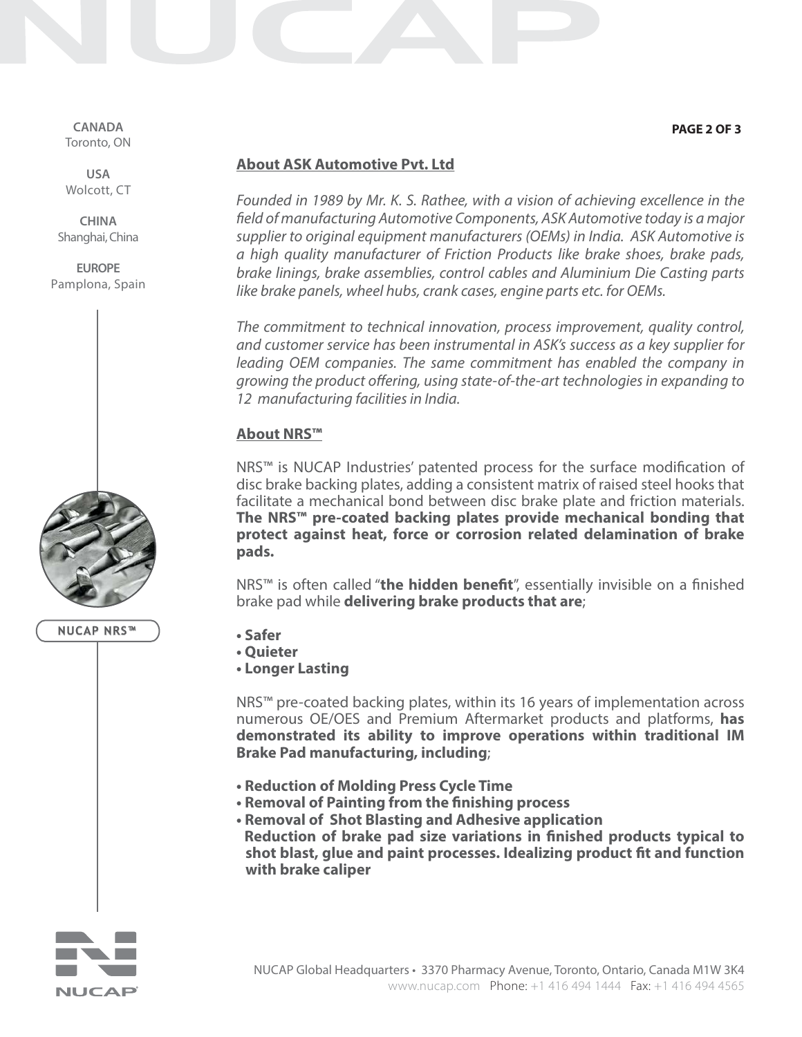## About ASK Automotive Pvt. Ltd

*Founded in 1989 by Mr. K. S. Rathee, with a vision of achieving excellence in the field of manufacturing Automotive Components, ASK Automotive today is a major supplier to original equipment manufacturers (OEMs) in India. ASK Automotive is a high quality manufacturer of Friction Products like brake shoes, brake pads, brake linings, brake assemblies, control cables and Aluminium Die Casting parts like brake panels, wheel hubs, crank cases, engine parts etc. for OEMs.*

*The commitment to technical innovation, process improvement, quality control, and customer service has been instrumental in ASK's success as a key supplier for leading OEM companies. The same commitment has enabled the company in growing the product offering, using state-of-the-art technologies in expanding to 12 manufacturing facilities in India.*

## About NRS™

NRS™ is NUCAP Industries' patented process for the surface modification of disc brake backing plates, adding a consistent matrix of raised steel hooks that facilitate a mechanical bond between disc brake plate and friction materials. **The NRS™ pre-coated backing plates provide mechanical bonding that protect against heat, force or corrosion related delamination of brake pads.**

NRS™ is often called "**the hidden benefit**", essentially invisible on a finished brake pad while **delivering brake products that are**;

- **Safer**
- **Quieter**
- **Longer Lasting**

NRS™ pre-coated backing plates, within its 16 years of implementation across numerous OE/OES and Premium Aftermarket products and platforms, **has demonstrated its ability to improve operations within traditional IM Brake Pad manufacturing, including**;

- **Reduction of Molding Press Cycle Time**
- **Removal of Painting from the finishing process**
- **Removal of Shot Blasting and Adhesive application**
  **Reduction of brake pad size variations in finished products typical to shot blast, glue and paint processes. Idealizing product fit and function with brake caliper**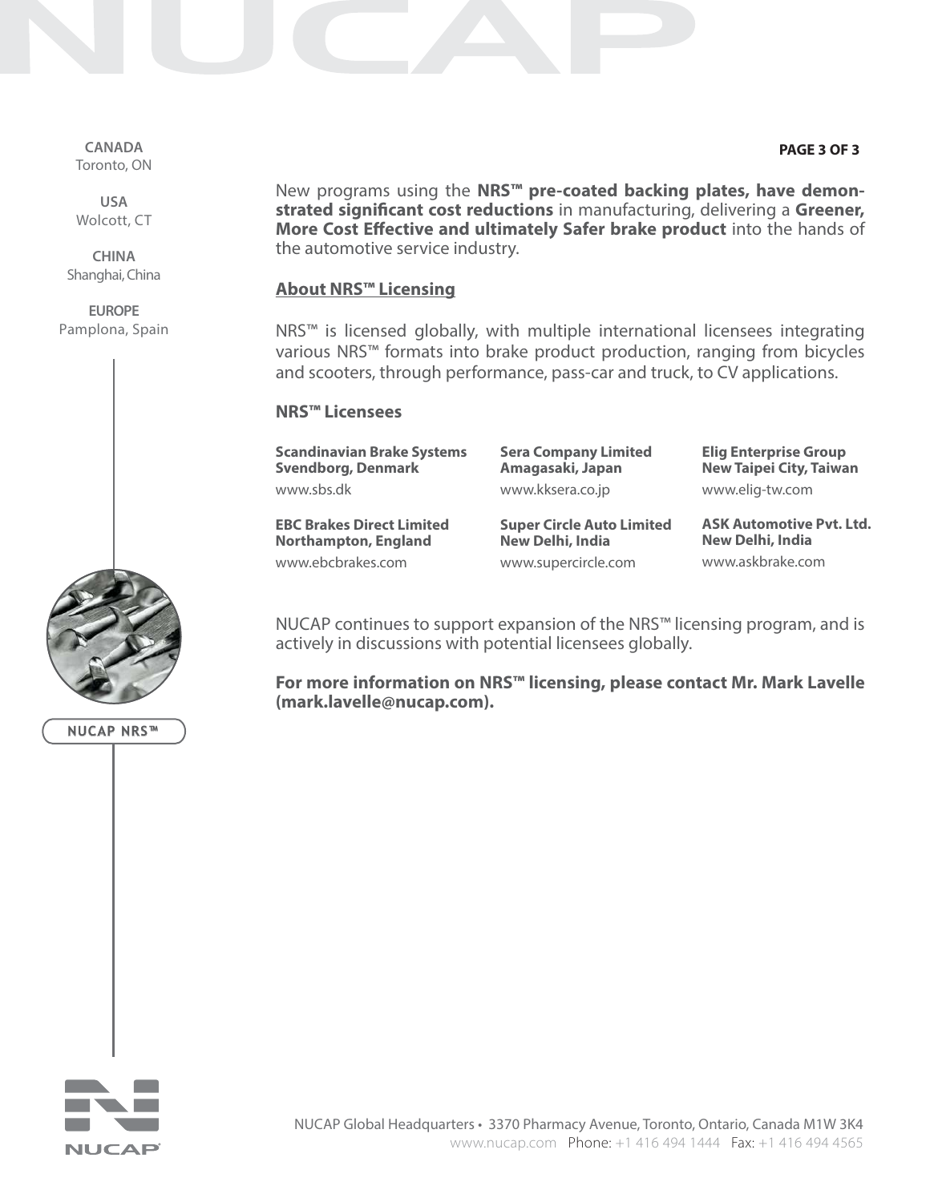New programs using the **NRS™ pre-coated backing plates, have demonstrated significant cost reductions** in manufacturing, delivering a **Greener, More Cost Effective and ultimately Safer brake product** into the hands of the automotive service industry.

## About NRS™ Licensing

NRS™ is licensed globally, with multiple international licensees integrating various NRS™ formats into brake product production, ranging from bicycles and scooters, through performance, pass-car and truck, to CV applications.

### NRS™ Licensees

**Scandinavian Brake Systems**
**Svendborg, Denmark**
www.sbs.dk

**Sera Company Limited**
**Amagasaki, Japan**
www.kksera.co.jp

**Elig Enterprise Group**
**New Taipei City, Taiwan**
www.elig-tw.com

**EBC Brakes Direct Limited**
**Northampton, England**
www.ebcbrakes.com

**Super Circle Auto Limited**
**New Delhi, India**
www.supercircle.com

**ASK Automotive Pvt. Ltd.**
**New Delhi, India**
www.askbrake.com

NUCAP continues to support expansion of the NRS™ licensing program, and is actively in discussions with potential licensees globally.

**For more information on NRS™ licensing, please contact Mr. Mark Lavelle (mark.lavelle@nucap.com).**